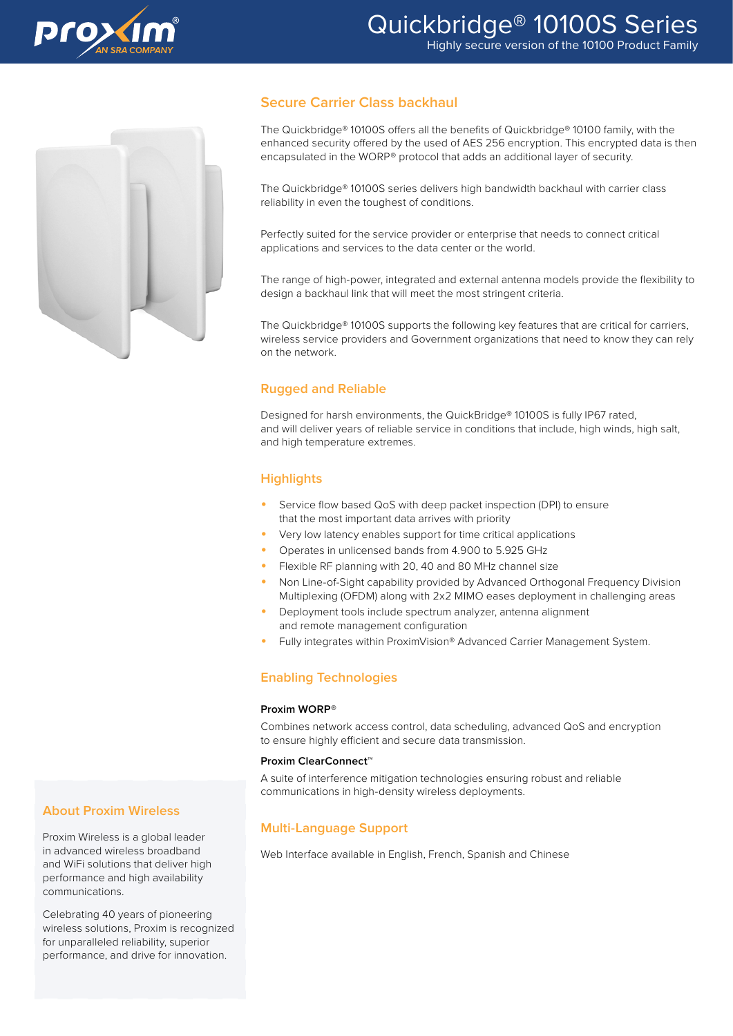# Quickbridge® 10100S Series

Highly secure version of the 10100 Product Family

## Secure Carrier Class backhaul

The Quickbridge® 10100S offers all the benefits of Quickbridge® 10100 family, with the enhanced security offered by the used of AES 256 encryption. This encrypted data is then encapsulated in the WORP® protocol that adds an additional layer of security.

The Quickbridge® 10100S series delivers high bandwidth backhaul with carrier class reliability in even the toughest of conditions.

Perfectly suited for the service provider or enterprise that needs to connect critical applications and services to the data center or the world.

The range of high-power, integrated and external antenna models provide the flexibility to design a backhaul link that will meet the most stringent criteria.

The Quickbridge® 10100S supports the following key features that are critical for carriers, wireless service providers and Government organizations that need to know they can rely on the network.

## Rugged and Reliable

Designed for harsh environments, the QuickBridge® 10100S is fully IP67 rated, and will deliver years of reliable service in conditions that include, high winds, high salt, and high temperature extremes.

## Highlights

- Service flow based QoS with deep packet inspection (DPI) to ensure that the most important data arrives with priority
- Very low latency enables support for time critical applications
- Operates in unlicensed bands from 4.900 to 5.925 GHz
- Flexible RF planning with 20, 40 and 80 MHz channel size
- Non Line-of-Sight capability provided by Advanced Orthogonal Frequency Division Multiplexing (OFDM) along with 2x2 MIMO eases deployment in challenging areas
- Deployment tools include spectrum analyzer, antenna alignment and remote management configuration
- Fully integrates within ProximVision® Advanced Carrier Management System.

## Enabling Technologies

**Proxim WORP®**

Combines network access control, data scheduling, advanced QoS and encryption to ensure highly efficient and secure data transmission.

**Proxim ClearConnect™**

A suite of interference mitigation technologies ensuring robust and reliable communications in high-density wireless deployments.

## Multi-Language Support

Web Interface available in English, French, Spanish and Chinese

## About Proxim Wireless

Proxim Wireless is a global leader in advanced wireless broadband and WiFi solutions that deliver high performance and high availability communications.

Celebrating 40 years of pioneering wireless solutions, Proxim is recognized for unparalleled reliability, superior performance, and drive for innovation.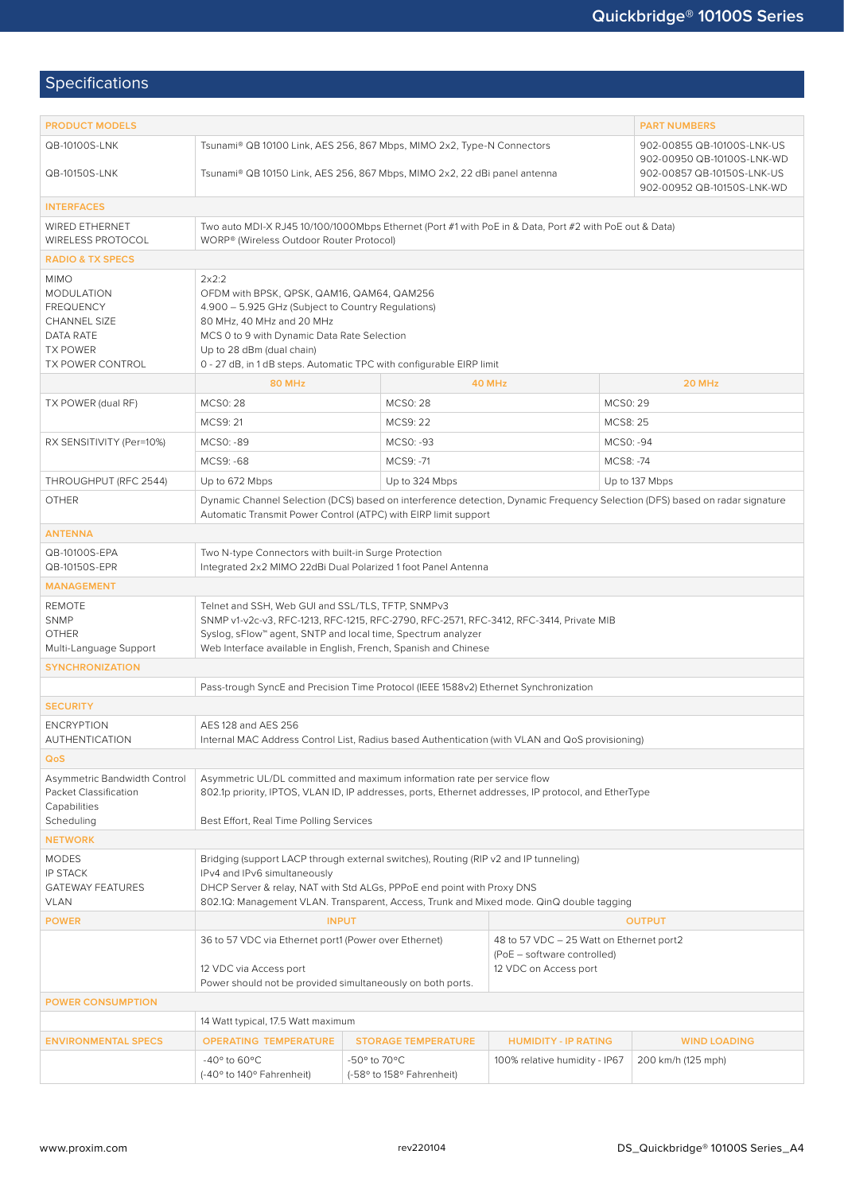## Specifications

| PRODUCT MODELS | | PART NUMBERS |
|---|---|---|
| QB-10100S-LNK | Tsunami® QB 10100 Link, AES 256, 867 Mbps, MIMO 2x2, Type-N Connectors | 902-00855 QB-10100S-LNK-US<br>902-00950 QB-10100S-LNK-WD |
| QB-10150S-LNK | Tsunami® QB 10150 Link, AES 256, 867 Mbps, MIMO 2x2, 22 dBi panel antenna | 902-00857 QB-10150S-LNK-US<br>902-00952 QB-10150S-LNK-WD |

| INTERFACES | |
|---|---|
| WIRED ETHERNET | Two auto MDI-X RJ45 10/100/1000Mbps Ethernet (Port #1 with PoE in & Data, Port #2 with PoE out & Data) |
| WIRELESS PROTOCOL | WORP® (Wireless Outdoor Router Protocol) |

| RADIO & TX SPECS | | | |
|---|---|---|---|
| MIMO | 2x2:2 | | |
| MODULATION | OFDM with BPSK, QPSK, QAM16, QAM64, QAM256 | | |
| FREQUENCY | 4.900 – 5.925 GHz (Subject to Country Regulations) | | |
| CHANNEL SIZE | 80 MHz, 40 MHz and 20 MHz | | |
| DATA RATE | MCS 0 to 9 with Dynamic Data Rate Selection | | |
| TX POWER | Up to 28 dBm (dual chain) | | |
| TX POWER CONTROL | 0 - 27 dB, in 1 dB steps. Automatic TPC with configurable EIRP limit | | |
| | 80 MHz | 40 MHz | 20 MHz |
| TX POWER (dual RF) | MCS0: 28 | MCS0: 28 | MCS0: 29 |
| | MCS9: 21 | MCS9: 22 | MCS8: 25 |
| RX SENSITIVITY (Per=10%) | MCS0: -89 | MCS0: -93 | MCS0: -94 |
| | MCS9: -68 | MCS9: -71 | MCS8: -74 |
| THROUGHPUT (RFC 2544) | Up to 672 Mbps | Up to 324 Mbps | Up to 137 Mbps |
| OTHER | Dynamic Channel Selection (DCS) based on interference detection, Dynamic Frequency Selection (DFS) based on radar signature<br>Automatic Transmit Power Control (ATPC) with EIRP limit support | | |

| ANTENNA | |
|---|---|
| QB-10100S-EPA | Two N-type Connectors with built-in Surge Protection |
| QB-10150S-EPR | Integrated 2x2 MIMO 22dBi Dual Polarized 1 foot Panel Antenna |

| MANAGEMENT | |
|---|---|
| REMOTE | Telnet and SSH, Web GUI and SSL/TLS, TFTP, SNMPv3 |
| SNMP | SNMP v1-v2c-v3, RFC-1213, RFC-1215, RFC-2790, RFC-2571, RFC-3412, RFC-3414, Private MIB |
| OTHER | Syslog, sFlow™ agent, SNTP and local time, Spectrum analyzer |
| Multi-Language Support | Web Interface available in English, French, Spanish and Chinese |

| SYNCHRONIZATION | |
|---|---|
| | Pass-trough SyncE and Precision Time Protocol (IEEE 1588v2) Ethernet Synchronization |

| SECURITY | |
|---|---|
| ENCRYPTION | AES 128 and AES 256 |
| AUTHENTICATION | Internal MAC Address Control List, Radius based Authentication (with VLAN and QoS provisioning) |

| QoS | |
|---|---|
| Asymmetric Bandwidth Control | Asymmetric UL/DL committed and maximum information rate per service flow |
| Packet Classification Capabilities | 802.1p priority, IPTOS, VLAN ID, IP addresses, ports, Ethernet addresses, IP protocol, and EtherType |
| Scheduling | Best Effort, Real Time Polling Services |

| NETWORK | |
|---|---|
| MODES | Bridging (support LACP through external switches), Routing (RIP v2 and IP tunneling) |
| IP STACK | IPv4 and IPv6 simultaneously |
| GATEWAY FEATURES | DHCP Server & relay, NAT with Std ALGs, PPPoE end point with Proxy DNS |
| VLAN | 802.1Q: Management VLAN. Transparent, Access, Trunk and Mixed mode. QinQ double tagging |

| POWER | INPUT | OUTPUT |
|---|---|---|
| | 36 to 57 VDC via Ethernet port1 (Power over Ethernet)<br><br>12 VDC via Access port<br>Power should not be provided simultaneously on both ports. | 48 to 57 VDC – 25 Watt on Ethernet port2 (PoE – software controlled)<br>12 VDC on Access port |

| POWER CONSUMPTION | |
|---|---|
| | 14 Watt typical, 17.5 Watt maximum |

| ENVIRONMENTAL SPECS | OPERATING TEMPERATURE | STORAGE TEMPERATURE | HUMIDITY - IP RATING | WIND LOADING |
|---|---|---|---|---|
| | -40° to 60°C<br>(-40° to 140° Fahrenheit) | -50° to 70°C<br>(-58° to 158° Fahrenheit) | 100% relative humidity - IP67 | 200 km/h (125 mph) |

www.proxim.com rev220104 DS_Quickbridge® 10100S Series_A4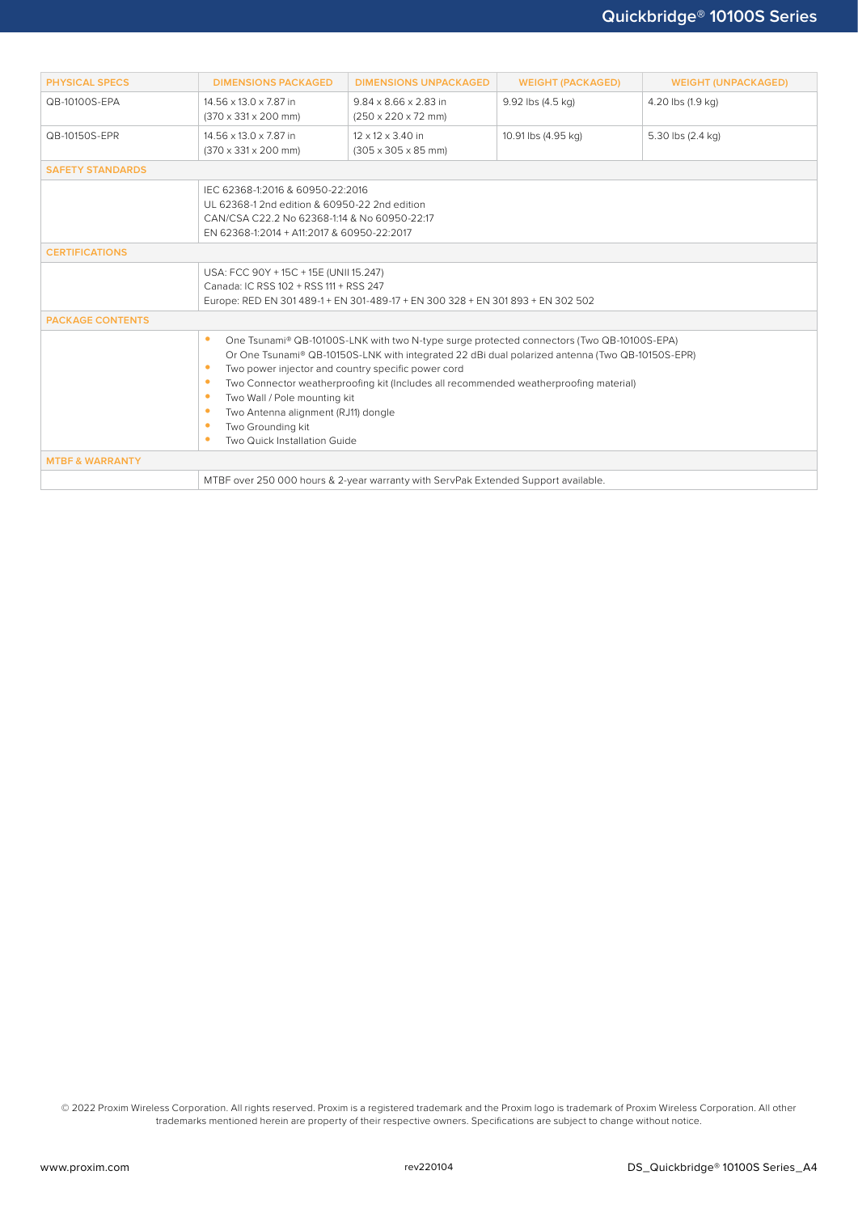| PHYSICAL SPECS | DIMENSIONS PACKAGED | DIMENSIONS UNPACKAGED | WEIGHT (PACKAGED) | WEIGHT (UNPACKAGED) |
|---|---|---|---|---|
| QB-10100S-EPA | 14.56 x 13.0 x 7.87 in (370 x 331 x 200 mm) | 9.84 x 8.66 x 2.83 in (250 x 220 x 72 mm) | 9.92 lbs (4.5 kg) | 4.20 lbs (1.9 kg) |
| QB-10150S-EPR | 14.56 x 13.0 x 7.87 in (370 x 331 x 200 mm) | 12 x 12 x 3.40 in (305 x 305 x 85 mm) | 10.91 lbs (4.95 kg) | 5.30 lbs (2.4 kg) |

**SAFETY STANDARDS**

IEC 62368-1:2016 & 60950-22:2016
UL 62368-1 2nd edition & 60950-22 2nd edition
CAN/CSA C22.2 No 62368-1:14 & No 60950-22:17
EN 62368-1:2014 + A11:2017 & 60950-22:2017

**CERTIFICATIONS**

USA: FCC 90Y + 15C + 15E (UNII 15.247)
Canada: IC RSS 102 + RSS 111 + RSS 247
Europe: RED EN 301 489-1 + EN 301-489-17 + EN 300 328 + EN 301 893 + EN 302 502

**PACKAGE CONTENTS**

- One Tsunami® QB-10100S-LNK with two N-type surge protected connectors (Two QB-10100S-EPA)
  Or One Tsunami® QB-10150S-LNK with integrated 22 dBi dual polarized antenna (Two QB-10150S-EPR)
- Two power injector and country specific power cord
- Two Connector weatherproofing kit (Includes all recommended weatherproofing material)
- Two Wall / Pole mounting kit
- Two Antenna alignment (RJ11) dongle
- Two Grounding kit
- Two Quick Installation Guide

**MTBF & WARRANTY**

MTBF over 250 000 hours & 2-year warranty with ServPak Extended Support available.

© 2022 Proxim Wireless Corporation. All rights reserved. Proxim is a registered trademark and the Proxim logo is trademark of Proxim Wireless Corporation. All other trademarks mentioned herein are property of their respective owners. Specifications are subject to change without notice.

www.proxim.com rev220104 DS_Quickbridge® 10100S Series_A4